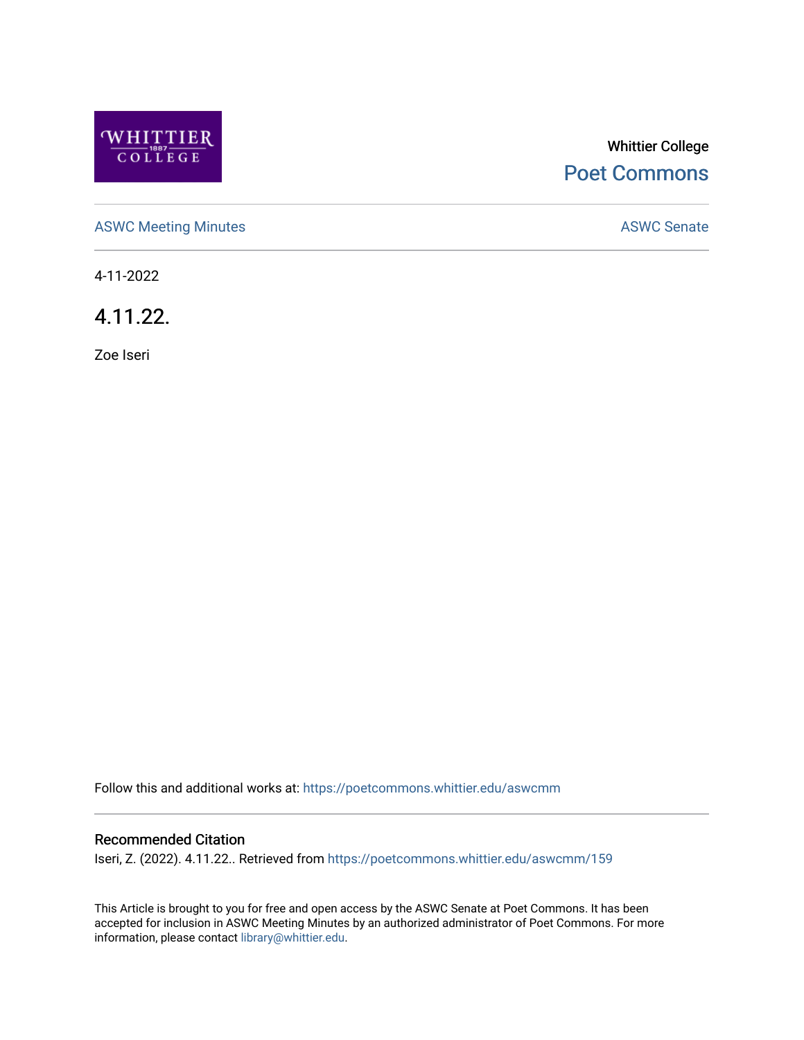Whittier College

Poet Commons

ASWC Meeting Minutes

ASWC Senate

4-11-2022

# 4.11.22.

Zoe Iseri

Follow this and additional works at: https://poetcommons.whittier.edu/aswcmm

## Recommended Citation

Iseri, Z. (2022). 4.11.22.. Retrieved from https://poetcommons.whittier.edu/aswcmm/159

This Article is brought to you for free and open access by the ASWC Senate at Poet Commons. It has been accepted for inclusion in ASWC Meeting Minutes by an authorized administrator of Poet Commons. For more information, please contact library@whittier.edu.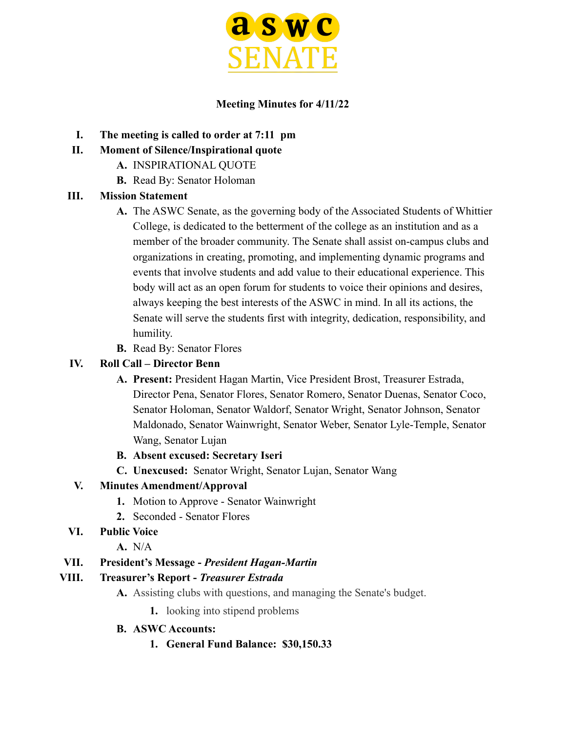aswc SENATE

**Meeting Minutes for 4/11/22**

I. **The meeting is called to order at 7:11 pm**

II. **Moment of Silence/Inspirational quote**
   - A. INSPIRATIONAL QUOTE
   - B. Read By: Senator Holoman

III. **Mission Statement**
   - A. The ASWC Senate, as the governing body of the Associated Students of Whittier College, is dedicated to the betterment of the college as an institution and as a member of the broader community. The Senate shall assist on-campus clubs and organizations in creating, promoting, and implementing dynamic programs and events that involve students and add value to their educational experience. This body will act as an open forum for students to voice their opinions and desires, always keeping the best interests of the ASWC in mind. In all its actions, the Senate will serve the students first with integrity, dedication, responsibility, and humility.
   - B. Read By: Senator Flores

IV. **Roll Call – Director Benn**
   - A. **Present:** President Hagan Martin, Vice President Brost, Treasurer Estrada, Director Pena, Senator Flores, Senator Romero, Senator Duenas, Senator Coco, Senator Holoman, Senator Waldorf, Senator Wright, Senator Johnson, Senator Maldonado, Senator Wainwright, Senator Weber, Senator Lyle-Temple, Senator Wang, Senator Lujan
   - B. **Absent excused: Secretary Iseri**
   - C. **Unexcused:** Senator Wright, Senator Lujan, Senator Wang

V. **Minutes Amendment/Approval**
   1. Motion to Approve - Senator Wainwright
   2. Seconded - Senator Flores

VI. **Public Voice**
   - A. N/A

VII. **President's Message - *President Hagan-Martin***

VIII. **Treasurer's Report - *Treasurer Estrada***
   - A. Assisting clubs with questions, and managing the Senate's budget.
     1. looking into stipend problems
   - B. **ASWC Accounts:**
     1. **General Fund Balance: $30,150.33**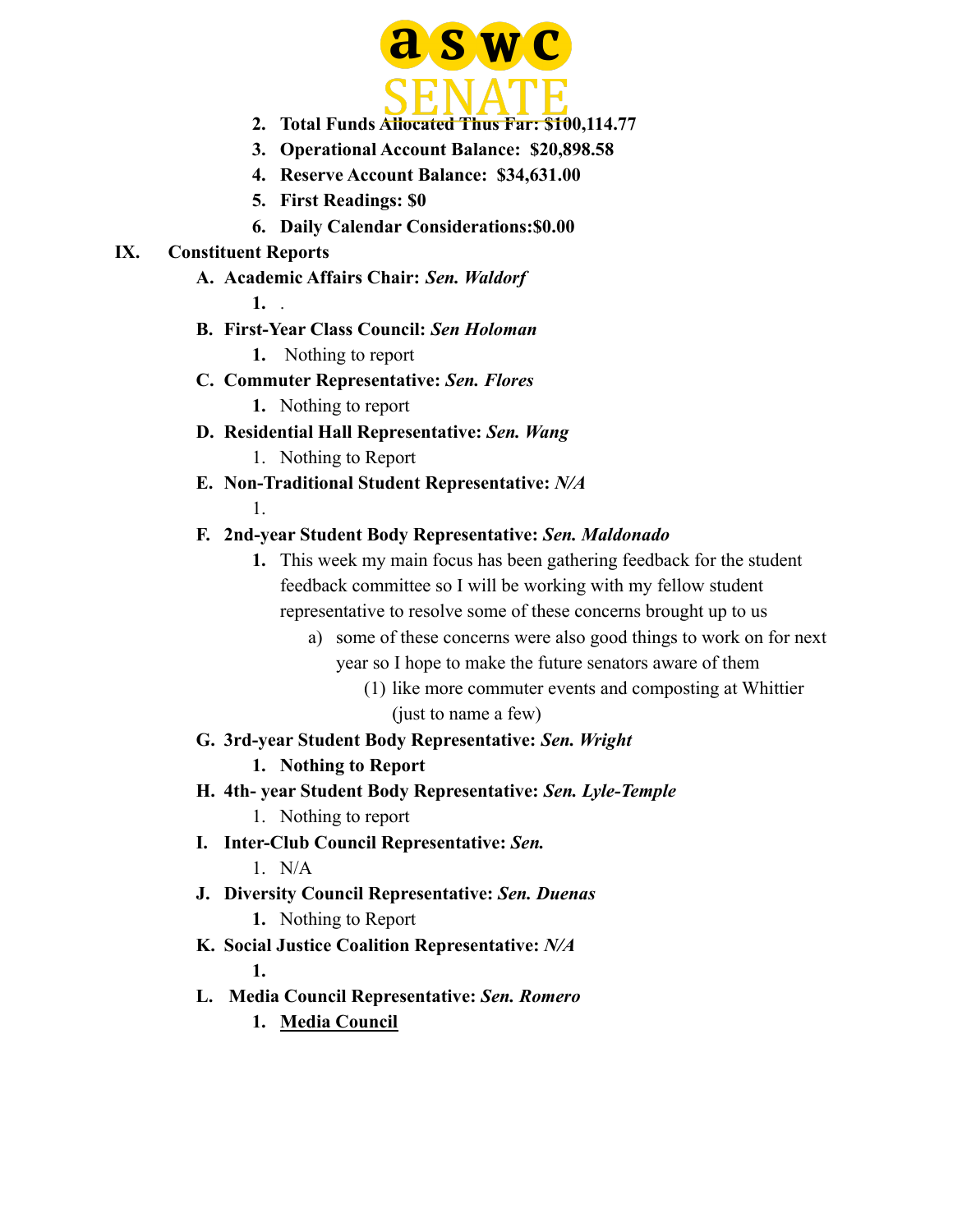2. **Total Funds Allocated Thus Far: $100,114.77**
3. **Operational Account Balance: $20,898.58**
4. **Reserve Account Balance: $34,631.00**
5. **First Readings: $0**
6. **Daily Calendar Considerations:$0.00**

**IX. Constituent Reports**

- **A. Academic Affairs Chair:** ***Sen. Waldorf***
  1. .
- **B. First-Year Class Council:** ***Sen Holoman***
  1. Nothing to report
- **C. Commuter Representative:** ***Sen. Flores***
  1. Nothing to report
- **D. Residential Hall Representative:** ***Sen. Wang***
  1. Nothing to Report
- **E. Non-Traditional Student Representative:** ***N/A***
  1.
- **F. 2nd-year Student Body Representative:** ***Sen. Maldonado***
  1. This week my main focus has been gathering feedback for the student feedback committee so I will be working with my fellow student representative to resolve some of these concerns brought up to us
     - a) some of these concerns were also good things to work on for next year so I hope to make the future senators aware of them
       - (1) like more commuter events and composting at Whittier (just to name a few)
- **G. 3rd-year Student Body Representative:** ***Sen. Wright***
  1. **Nothing to Report**
- **H. 4th- year Student Body Representative:** ***Sen. Lyle-Temple***
  1. Nothing to report
- **I. Inter-Club Council Representative:** ***Sen.***
  1. N/A
- **J. Diversity Council Representative:** ***Sen. Duenas***
  1. Nothing to Report
- **K. Social Justice Coalition Representative:** ***N/A***
  1.
- **L. Media Council Representative:** ***Sen. Romero***
  1. **<u>Media Council</u>**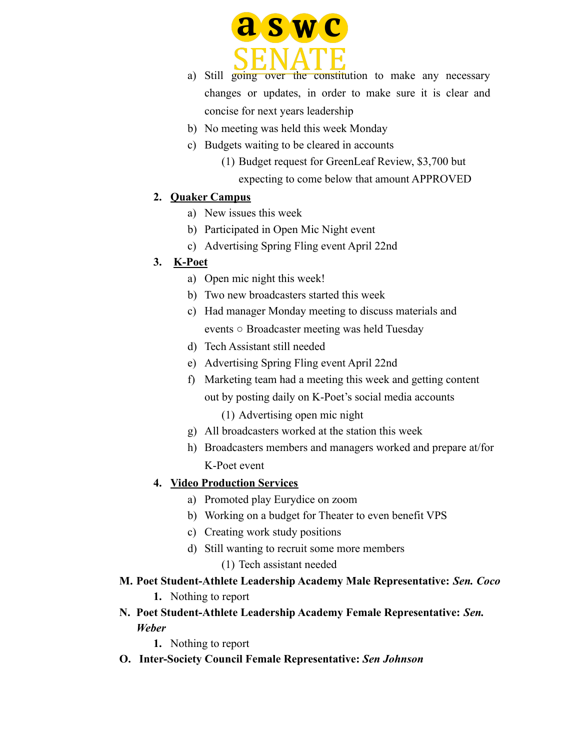a) Still going over the constitution to make any necessary changes or updates, in order to make sure it is clear and concise for next years leadership
b) No meeting was held this week Monday
c) Budgets waiting to be cleared in accounts
   (1) Budget request for GreenLeaf Review, $3,700 but expecting to come below that amount APPROVED

2. **Quaker Campus**
   a) New issues this week
   b) Participated in Open Mic Night event
   c) Advertising Spring Fling event April 22nd

3. **K-Poet**
   a) Open mic night this week!
   b) Two new broadcasters started this week
   c) Had manager Monday meeting to discuss materials and events ○ Broadcaster meeting was held Tuesday
   d) Tech Assistant still needed
   e) Advertising Spring Fling event April 22nd
   f) Marketing team had a meeting this week and getting content out by posting daily on K-Poet's social media accounts
      (1) Advertising open mic night
   g) All broadcasters worked at the station this week
   h) Broadcasters members and managers worked and prepare at/for K-Poet event

4. **Video Production Services**
   a) Promoted play Eurydice on zoom
   b) Working on a budget for Theater to even benefit VPS
   c) Creating work study positions
   d) Still wanting to recruit some more members
      (1) Tech assistant needed

**M. Poet Student-Athlete Leadership Academy Male Representative: *Sen. Coco***

1. Nothing to report

**N. Poet Student-Athlete Leadership Academy Female Representative: *Sen. Weber***

1. Nothing to report

**O. Inter-Society Council Female Representative: *Sen Johnson***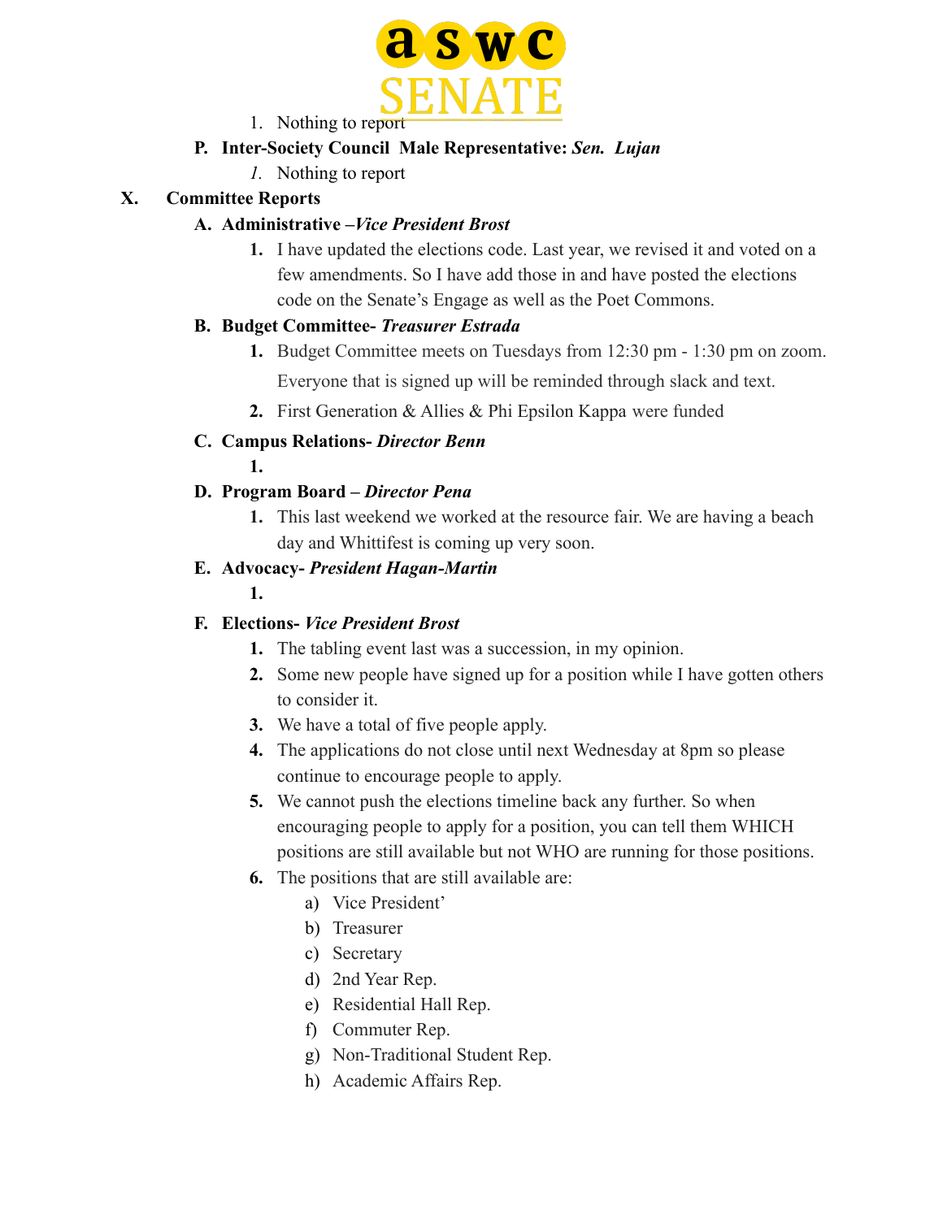1. Nothing to report

**P. Inter-Society Council Male Representative:** ***Sen. Lujan***

1. Nothing to report

## X. Committee Reports

**A. Administrative –*****Vice President Brost***

1. I have updated the elections code. Last year, we revised it and voted on a few amendments. So I have add those in and have posted the elections code on the Senate's Engage as well as the Poet Commons.

**B. Budget Committee-** ***Treasurer Estrada***

1. Budget Committee meets on Tuesdays from 12:30 pm - 1:30 pm on zoom. Everyone that is signed up will be reminded through slack and text.
2. First Generation & Allies & Phi Epsilon Kappa were funded

**C. Campus Relations-** ***Director Benn***

1.

**D. Program Board –** ***Director Pena***

1. This last weekend we worked at the resource fair. We are having a beach day and Whittifest is coming up very soon.

**E. Advocacy-** ***President Hagan-Martin***

1.

**F. Elections-** ***Vice President Brost***

1. The tabling event last was a succession, in my opinion.
2. Some new people have signed up for a position while I have gotten others to consider it.
3. We have a total of five people apply.
4. The applications do not close until next Wednesday at 8pm so please continue to encourage people to apply.
5. We cannot push the elections timeline back any further. So when encouraging people to apply for a position, you can tell them WHICH positions are still available but not WHO are running for those positions.
6. The positions that are still available are:
   a) Vice President'
   b) Treasurer
   c) Secretary
   d) 2nd Year Rep.
   e) Residential Hall Rep.
   f) Commuter Rep.
   g) Non-Traditional Student Rep.
   h) Academic Affairs Rep.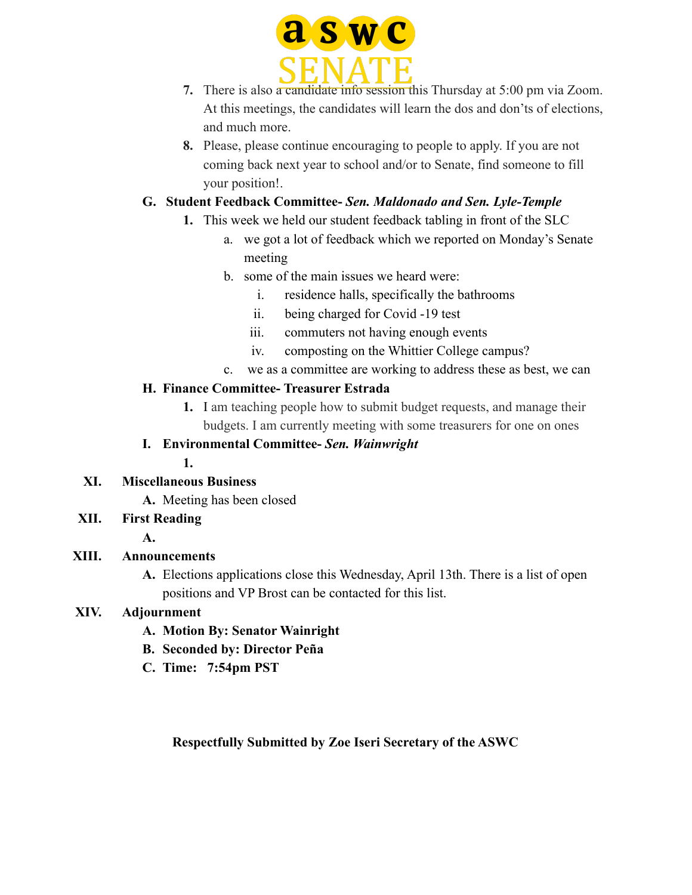7. There is also a candidate info session this Thursday at 5:00 pm via Zoom. At this meetings, the candidates will learn the dos and don'ts of elections, and much more.
8. Please, please continue encouraging to people to apply. If you are not coming back next year to school and/or to Senate, find someone to fill your position!.

**G. Student Feedback Committee-** ***Sen. Maldonado and Sen. Lyle-Temple***

1. This week we held our student feedback tabling in front of the SLC
    a. we got a lot of feedback which we reported on Monday's Senate meeting
    b. some of the main issues we heard were:
        i. residence halls, specifically the bathrooms
        ii. being charged for Covid -19 test
        iii. commuters not having enough events
        iv. composting on the Whittier College campus?
    c. we as a committee are working to address these as best, we can

**H. Finance Committee- Treasurer Estrada**

1. I am teaching people how to submit budget requests, and manage their budgets. I am currently meeting with some treasurers for one on ones

**I. Environmental Committee-** ***Sen. Wainwright***

1.

**XI. Miscellaneous Business**

A. Meeting has been closed

**XII. First Reading**

A.

**XIII. Announcements**

A. Elections applications close this Wednesday, April 13th. There is a list of open positions and VP Brost can be contacted for this list.

**XIV. Adjournment**

**A. Motion By: Senator Wainright**

**B. Seconded by: Director Peña**

**C. Time: 7:54pm PST**

**Respectfully Submitted by Zoe Iseri Secretary of the ASWC**